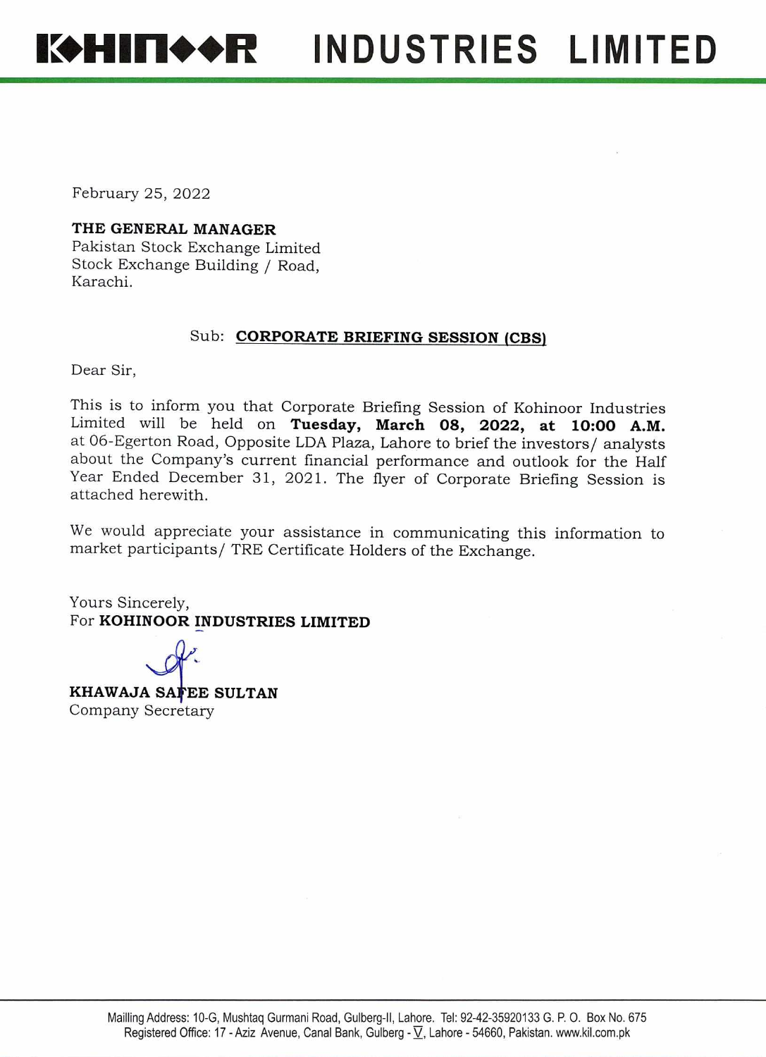# KOHINOOR INDUSTRIES LIMITED

February 25, 2022

**THE GENERAL MANAGER**
Pakistan Stock Exchange Limited
Stock Exchange Building / Road,
Karachi.

Sub: **CORPORATE BRIEFING SESSION (CBS)**

Dear Sir,

This is to inform you that Corporate Briefing Session of Kohinoor Industries Limited will be held on **Tuesday, March 08, 2022, at 10:00 A.M.** at 06-Egerton Road, Opposite LDA Plaza, Lahore to brief the investors/ analysts about the Company's current financial performance and outlook for the Half Year Ended December 31, 2021. The flyer of Corporate Briefing Session is attached herewith.

We would appreciate your assistance in communicating this information to market participants/ TRE Certificate Holders of the Exchange.

Yours Sincerely,
For **KOHINOOR INDUSTRIES LIMITED**

**KHAWAJA SAFEE SULTAN**
Company Secretary

Mailling Address: 10-G, Mushtaq Gurmani Road, Gulberg-II, Lahore. Tel: 92-42-35920133 G. P. O. Box No. 675
Registered Office: 17 - Aziz Avenue, Canal Bank, Gulberg - V, Lahore - 54660, Pakistan. www.kil.com.pk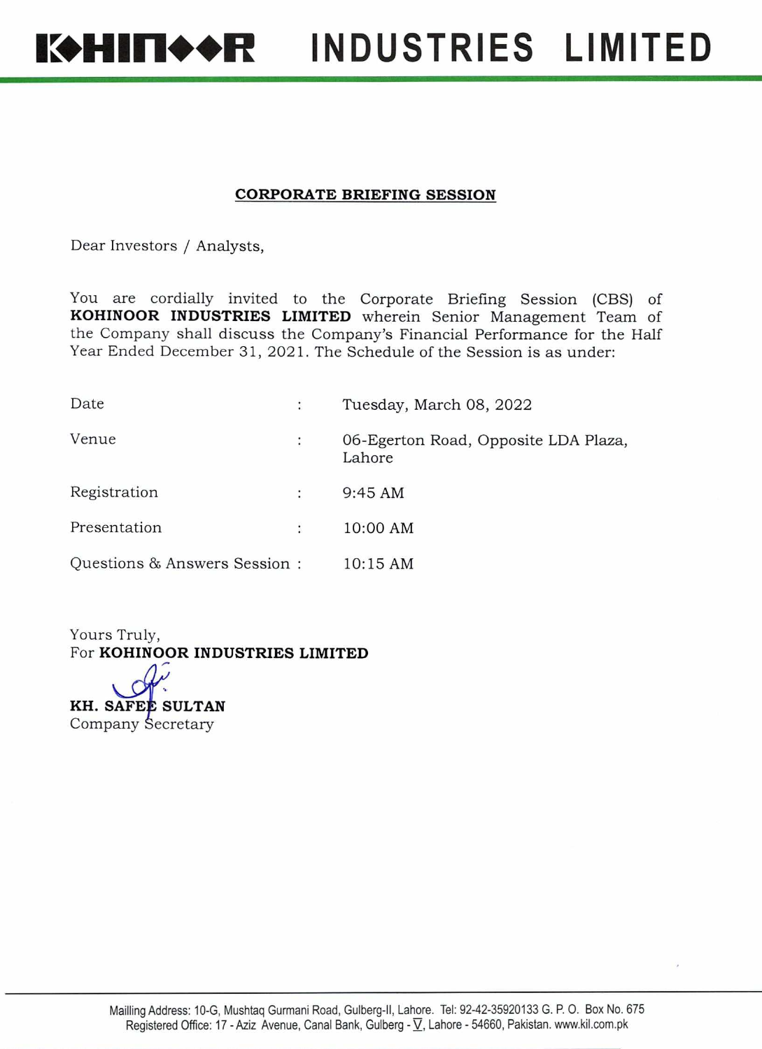# KOHINOOR INDUSTRIES LIMITED

## CORPORATE BRIEFING SESSION

Dear Investors / Analysts,

You are cordially invited to the Corporate Briefing Session (CBS) of **KOHINOOR INDUSTRIES LIMITED** wherein Senior Management Team of the Company shall discuss the Company's Financial Performance for the Half Year Ended December 31, 2021. The Schedule of the Session is as under:

| | | |
|---|---|---|
| Date | : | Tuesday, March 08, 2022 |
| Venue | : | 06-Egerton Road, Opposite LDA Plaza, Lahore |
| Registration | : | 9:45 AM |
| Presentation | : | 10:00 AM |
| Questions & Answers Session | : | 10:15 AM |

Yours Truly,
For **KOHINOOR INDUSTRIES LIMITED**

**KH. SAFEE SULTAN**
Company Secretary

Mailling Address: 10-G, Mushtaq Gurmani Road, Gulberg-II, Lahore. Tel: 92-42-35920133 G. P. O. Box No. 675
Registered Office: 17 - Aziz Avenue, Canal Bank, Gulberg - V, Lahore - 54660, Pakistan. www.kil.com.pk